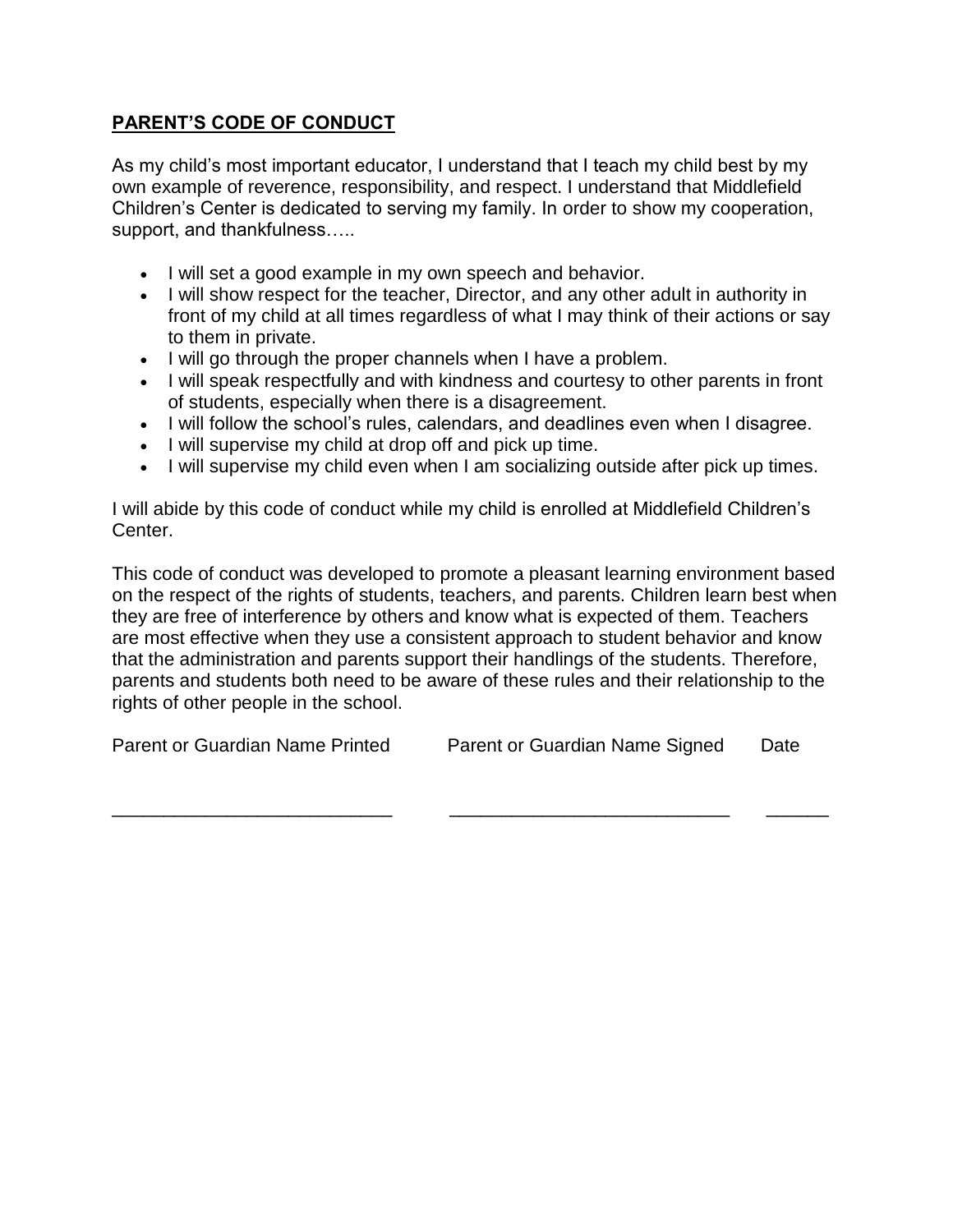## **PARENT'S CODE OF CONDUCT**

As my child's most important educator, I understand that I teach my child best by my own example of reverence, responsibility, and respect. I understand that Middlefield Children's Center is dedicated to serving my family. In order to show my cooperation, support, and thankfulness…..

- I will set a good example in my own speech and behavior.
- I will show respect for the teacher, Director, and any other adult in authority in front of my child at all times regardless of what I may think of their actions or say to them in private.
- I will go through the proper channels when I have a problem.
- I will speak respectfully and with kindness and courtesy to other parents in front of students, especially when there is a disagreement.
- I will follow the school's rules, calendars, and deadlines even when I disagree.
- I will supervise my child at drop off and pick up time.
- I will supervise my child even when I am socializing outside after pick up times.

I will abide by this code of conduct while my child is enrolled at Middlefield Children's Center.

This code of conduct was developed to promote a pleasant learning environment based on the respect of the rights of students, teachers, and parents. Children learn best when they are free of interference by others and know what is expected of them. Teachers are most effective when they use a consistent approach to student behavior and know that the administration and parents support their handlings of the students. Therefore, parents and students both need to be aware of these rules and their relationship to the rights of other people in the school.

| Parent or Guardian Name Printed | Parent or Guardian Name Signed | Date |
|---|---|---|
| ___________________________ | ___________________________ | ______ |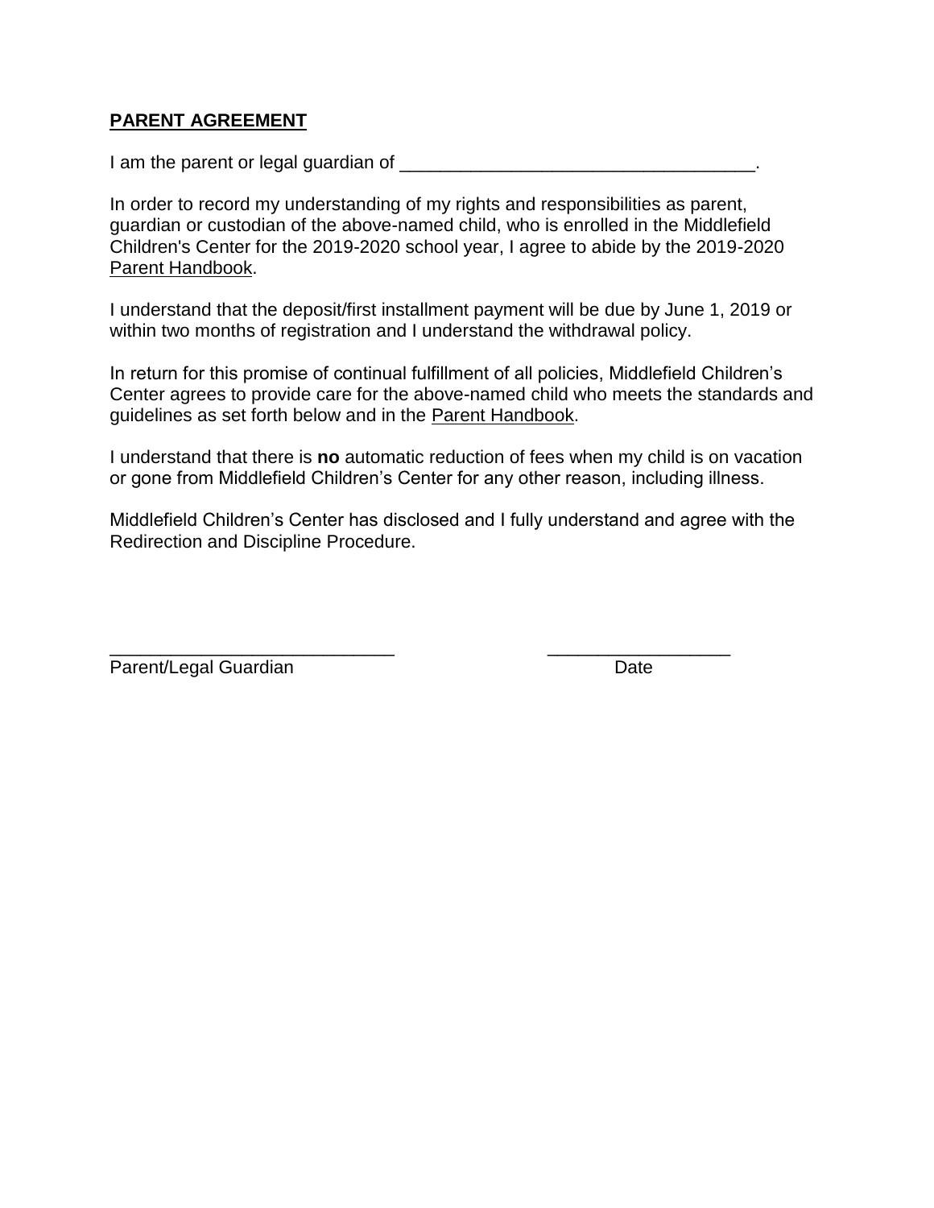**PARENT AGREEMENT**

I am the parent or legal guardian of ___________________________________.

In order to record my understanding of my rights and responsibilities as parent, guardian or custodian of the above-named child, who is enrolled in the Middlefield Children's Center for the 2019-2020 school year, I agree to abide by the 2019-2020 Parent Handbook.

I understand that the deposit/first installment payment will be due by June 1, 2019 or within two months of registration and I understand the withdrawal policy.

In return for this promise of continual fulfillment of all policies, Middlefield Children's Center agrees to provide care for the above-named child who meets the standards and guidelines as set forth below and in the Parent Handbook.

I understand that there is **no** automatic reduction of fees when my child is on vacation or gone from Middlefield Children's Center for any other reason, including illness.

Middlefield Children's Center has disclosed and I fully understand and agree with the Redirection and Discipline Procedure.

____________________________ __________________

Parent/Legal Guardian Date